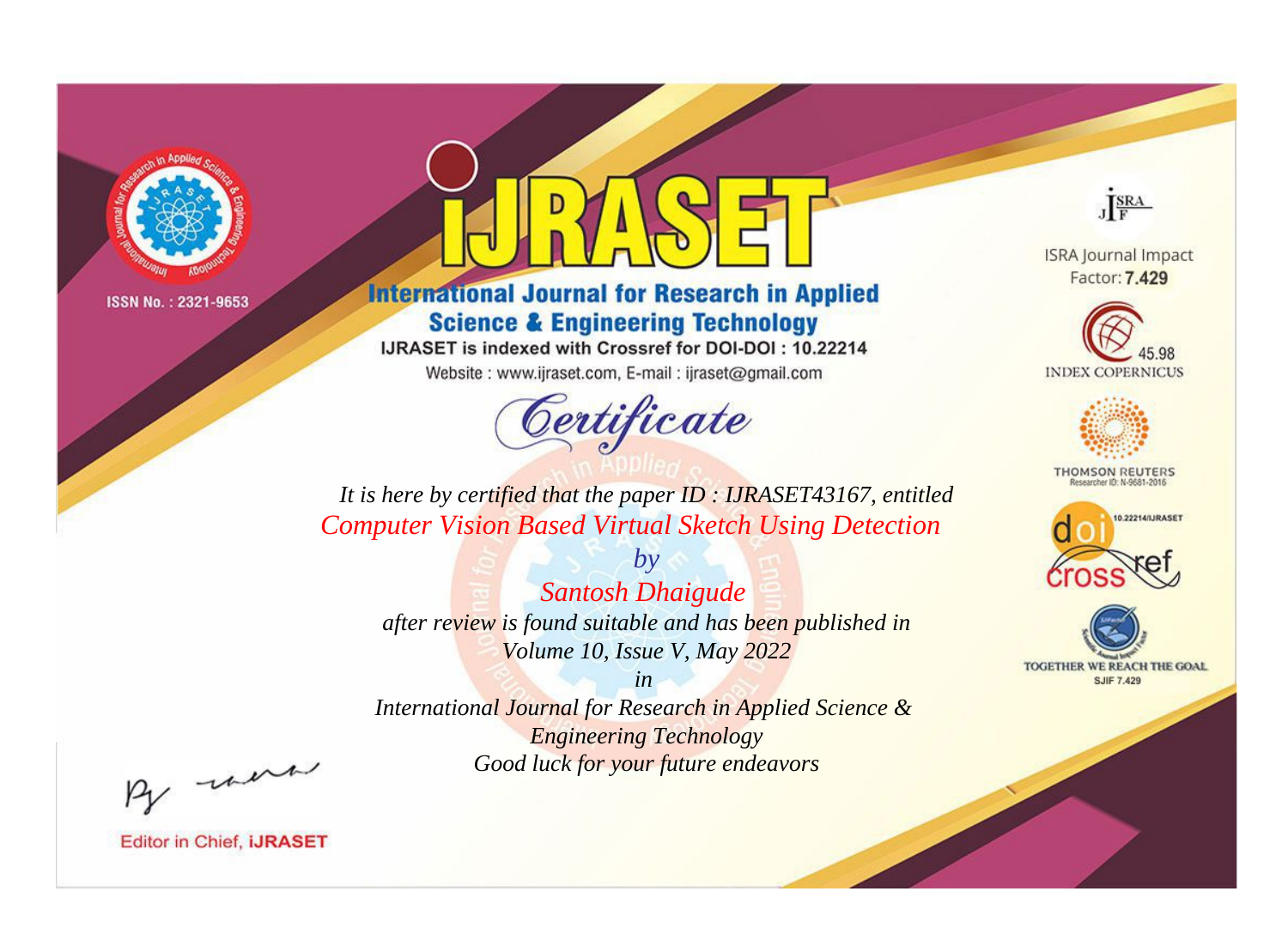ISSN No. : 2321-9653

# IJRASET

## International Journal for Research in Applied Science & Engineering Technology

IJRASET is indexed with Crossref for DOI-DOI : 10.22214

Website : www.ijraset.com, E-mail : ijraset@gmail.com

ISRA Journal Impact Factor: **7.429**

45.98 INDEX COPERNICUS

THOMSON REUTERS Researcher ID: N-9681-2016

10.22214/IJRASET

TOGETHER WE REACH THE GOAL SJIF 7.429

## *Certificate*

*It is here by certified that the paper ID : IJRASET43167, entitled*

*Computer Vision Based Virtual Sketch Using Detection*

*by*

*Santosh Dhaigude*

*after review is found suitable and has been published in*

*Volume 10, Issue V, May 2022*

*in*

*International Journal for Research in Applied Science & Engineering Technology*

*Good luck for your future endeavors*

Editor in Chief, **iJRASET**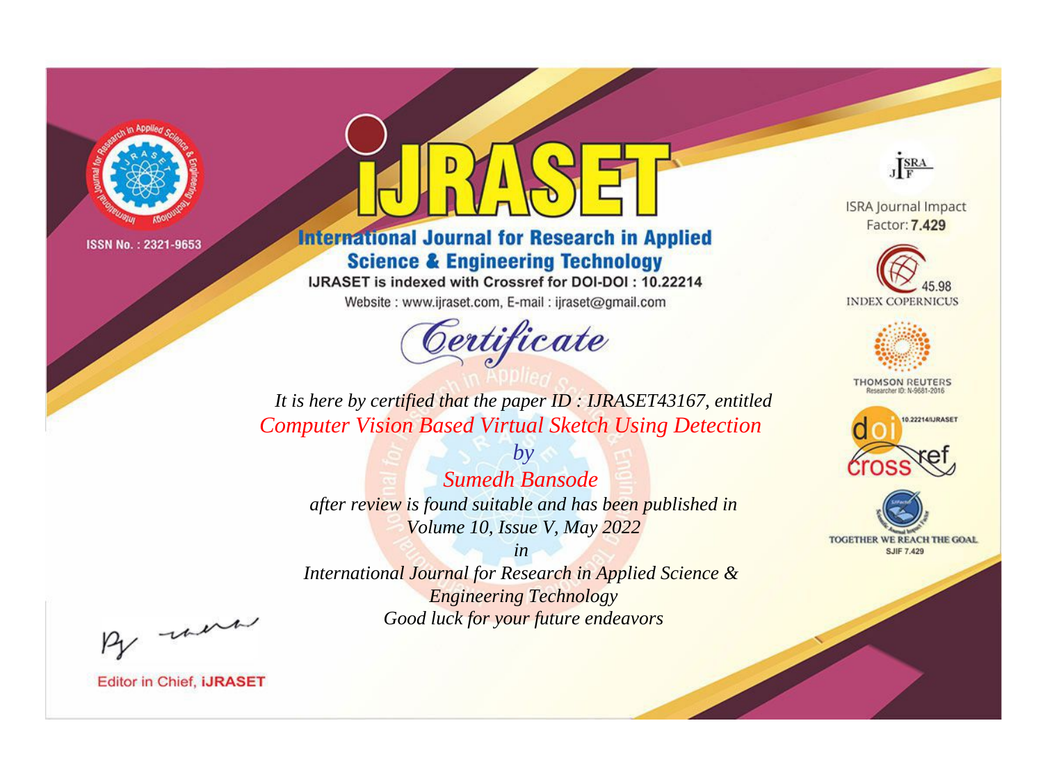ISSN No. : 2321-9653

# iJRASET

## International Journal for Research in Applied Science & Engineering Technology

IJRASET is indexed with Crossref for DOI-DOI : 10.22214

Website : www.ijraset.com, E-mail : ijraset@gmail.com

ISRA Journal Impact Factor: **7.429**

45.98 INDEX COPERNICUS

THOMSON REUTERS Researcher ID: N-9681-2016

10.22214/IJRASET

TOGETHER WE REACH THE GOAL SJIF 7.429

# Certificate

*It is here by certified that the paper ID : IJRASET43167, entitled*

*Computer Vision Based Virtual Sketch Using Detection*

*by*

*Sumedh Bansode*

*after review is found suitable and has been published in*

*Volume 10, Issue V, May 2022*

*in*

*International Journal for Research in Applied Science & Engineering Technology*

*Good luck for your future endeavors*

Editor in Chief, **iJRASET**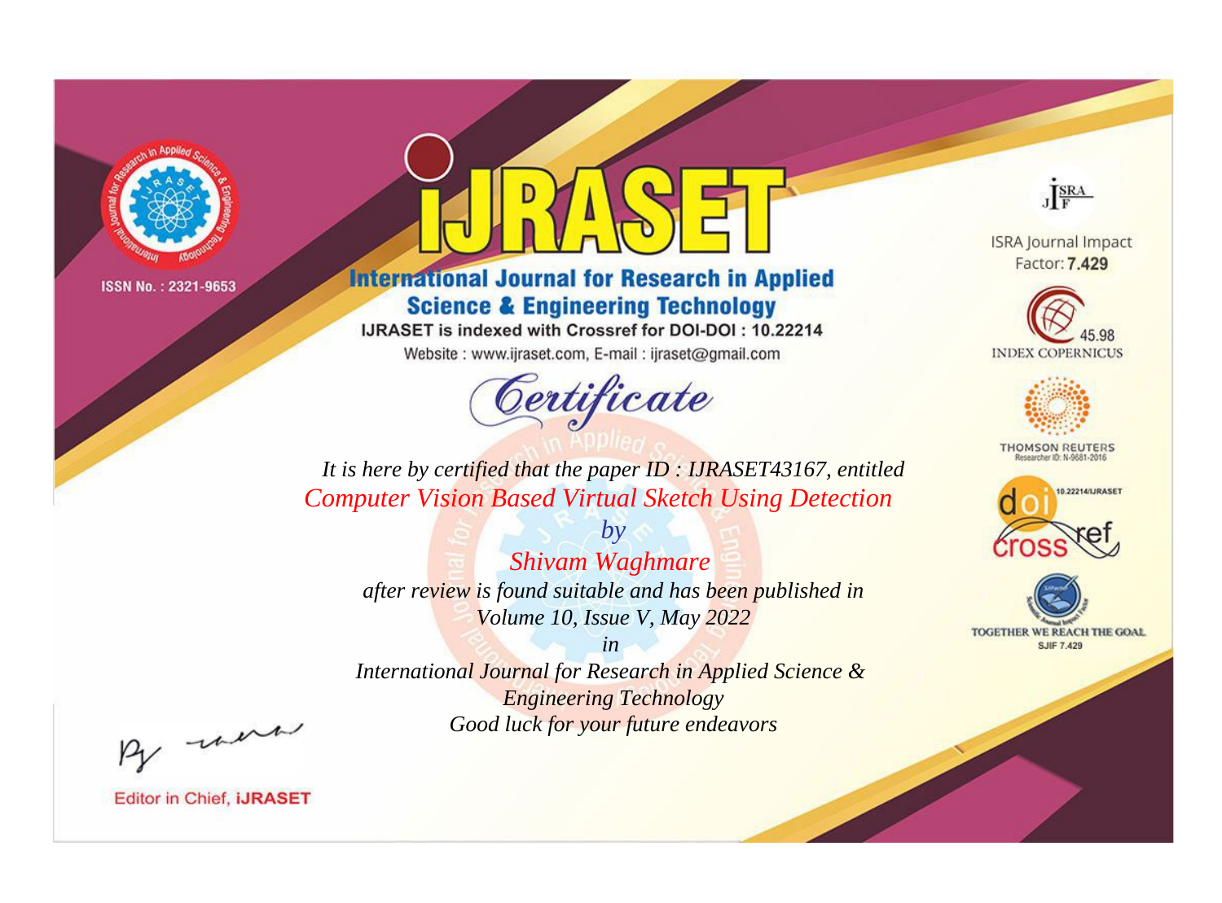ISSN No. : 2321-9653

# iJRASET

## International Journal for Research in Applied Science & Engineering Technology

IJRASET is indexed with Crossref for DOI-DOI : 10.22214

Website : www.ijraset.com, E-mail : ijraset@gmail.com

ISRA Journal Impact Factor: **7.429**

45.98 INDEX COPERNICUS

THOMSON REUTERS Researcher ID: N-9681-2016

10.22214/IJRASET

TOGETHER WE REACH THE GOAL SJIF 7.429

# Certificate

*It is here by certified that the paper ID : IJRASET43167, entitled*

*Computer Vision Based Virtual Sketch Using Detection*

*by*

*Shivam Waghmare*

*after review is found suitable and has been published in*

*Volume 10, Issue V, May 2022*

*in*

*International Journal for Research in Applied Science & Engineering Technology*

*Good luck for your future endeavors*

Editor in Chief, **iJRASET**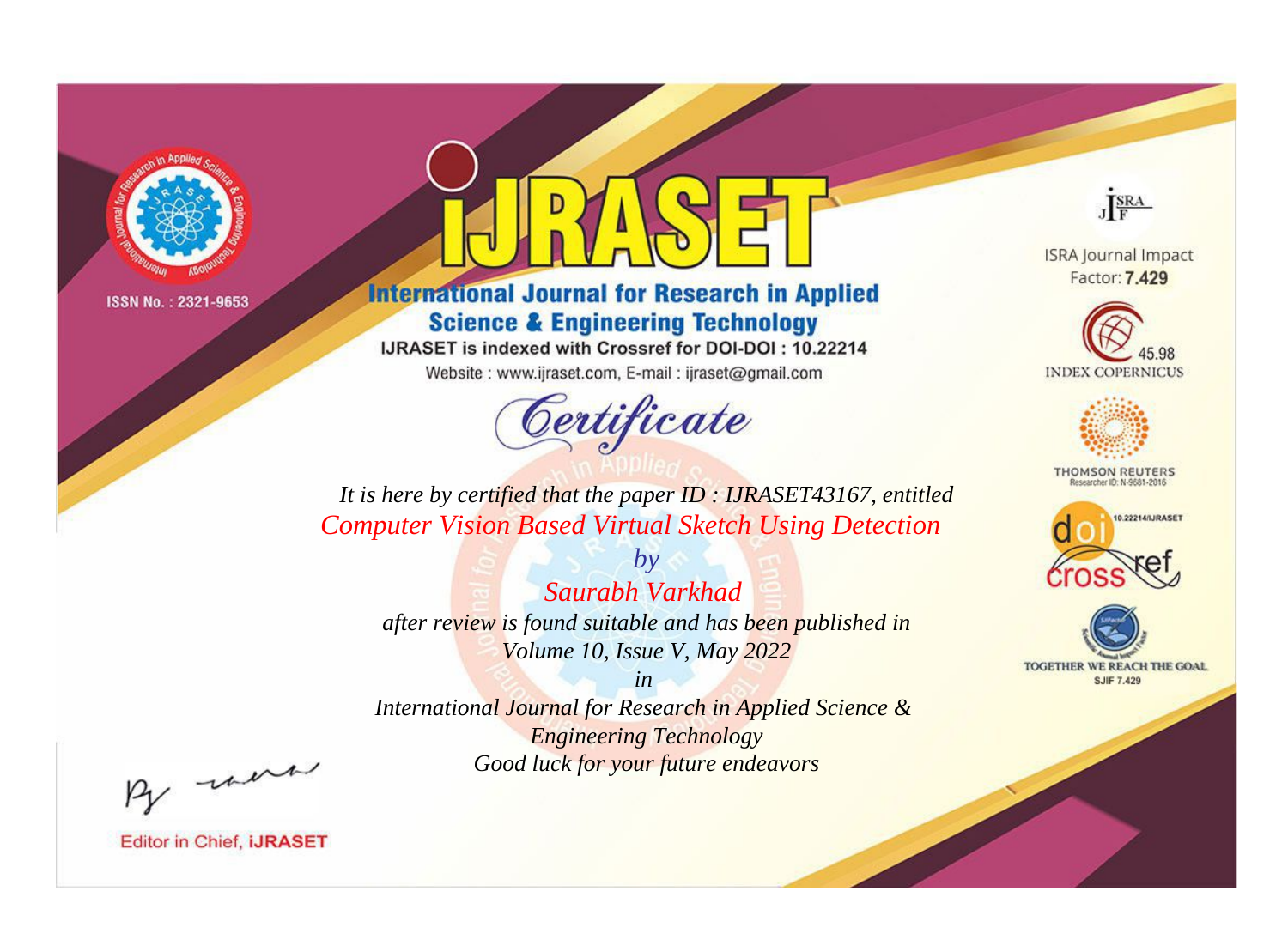ISSN No. : 2321-9653

# iJRASET

## International Journal for Research in Applied Science & Engineering Technology

IJRASET is indexed with Crossref for DOI-DOI : 10.22214

Website : www.ijraset.com, E-mail : ijraset@gmail.com

ISRA Journal Impact Factor: **7.429**

45.98 INDEX COPERNICUS

THOMSON REUTERS Researcher ID: N-9681-2016

10.22214/IJRASET

TOGETHER WE REACH THE GOAL SJIF 7.429

# *Certificate*

*It is here by certified that the paper ID : IJRASET43167, entitled*

*Computer Vision Based Virtual Sketch Using Detection*

*by*

*Saurabh Varkhad*

*after review is found suitable and has been published in*

*Volume 10, Issue V, May 2022*

*in*

*International Journal for Research in Applied Science & Engineering Technology*

*Good luck for your future endeavors*

Editor in Chief, **iJRASET**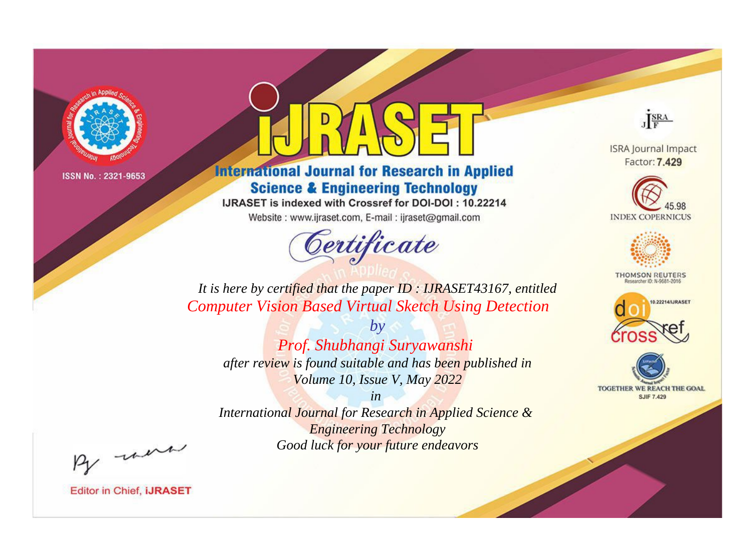ISSN No. : 2321-9653

# IJRASET

## International Journal for Research in Applied Science & Engineering Technology

IJRASET is indexed with Crossref for DOI-DOI : 10.22214

Website : www.ijraset.com, E-mail : ijraset@gmail.com

ISRA Journal Impact Factor: **7.429**

45.98 INDEX COPERNICUS

THOMSON REUTERS Researcher ID: N-9681-2016

10.22214/IJRASET

TOGETHER WE REACH THE GOAL SJIF 7.429

*Certificate*

*It is here by certified that the paper ID : IJRASET43167, entitled*

*Computer Vision Based Virtual Sketch Using Detection*

*by*

*Prof. Shubhangi Suryawanshi*

*after review is found suitable and has been published in*

*Volume 10, Issue V, May 2022*

*in*

*International Journal for Research in Applied Science & Engineering Technology*

*Good luck for your future endeavors*

Editor in Chief, **iJRASET**